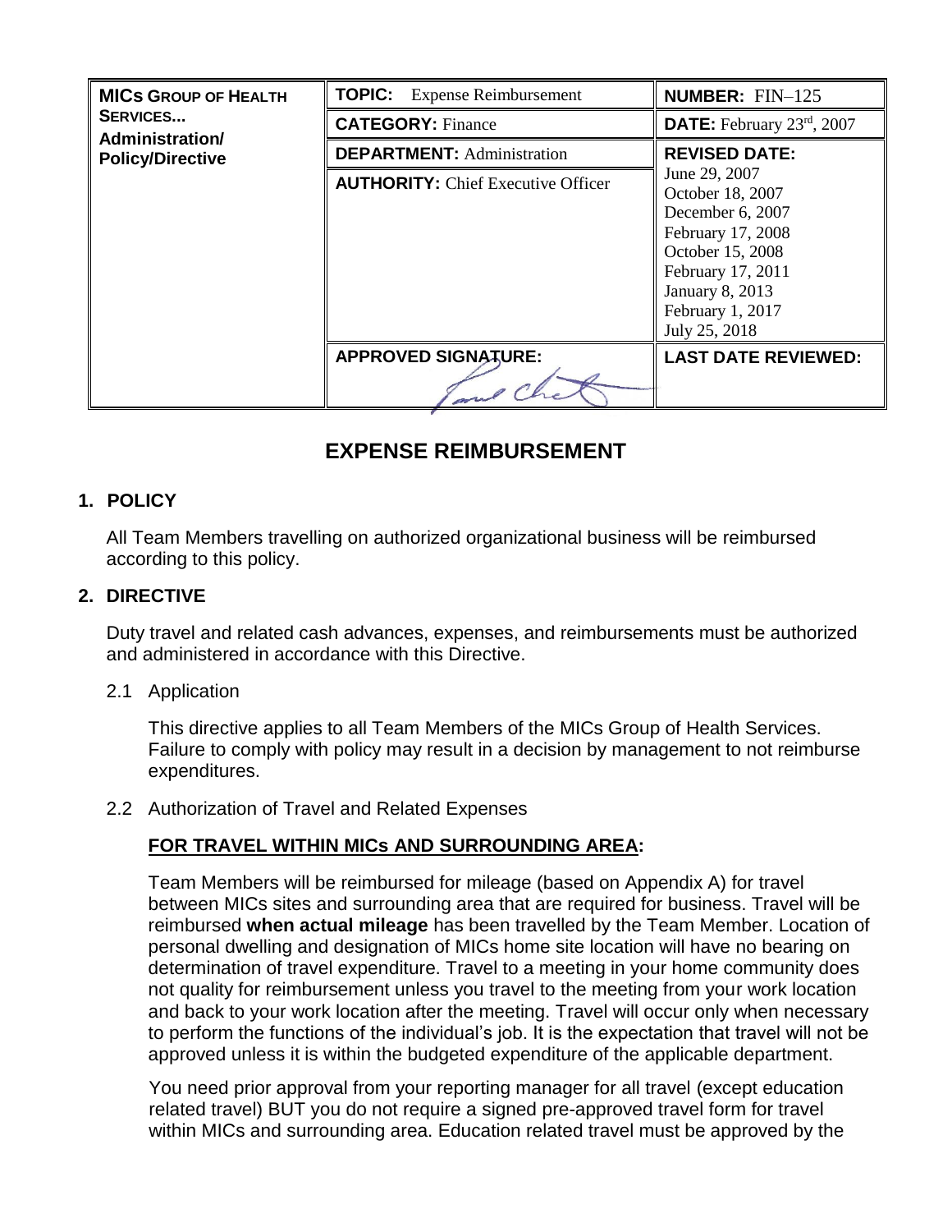| MICs GROUP OF HEALTH SERVICES... Administration/ Policy/Directive | TOPIC: Expense Reimbursement | NUMBER: FIN–125 |
|---|---|---|
| | CATEGORY: Finance | DATE: February 23rd, 2007 |
| | DEPARTMENT: Administration | REVISED DATE: |
| | AUTHORITY: Chief Executive Officer | June 29, 2007<br>October 18, 2007<br>December 6, 2007<br>February 17, 2008<br>October 15, 2008<br>February 17, 2011<br>January 8, 2013<br>February 1, 2017<br>July 25, 2018 |
| | APPROVED SIGNATURE: | LAST DATE REVIEWED: |

# EXPENSE REIMBURSEMENT

## 1. POLICY

All Team Members travelling on authorized organizational business will be reimbursed according to this policy.

## 2. DIRECTIVE

Duty travel and related cash advances, expenses, and reimbursements must be authorized and administered in accordance with this Directive.

2.1 Application

This directive applies to all Team Members of the MICs Group of Health Services. Failure to comply with policy may result in a decision by management to not reimburse expenditures.

2.2 Authorization of Travel and Related Expenses

**FOR TRAVEL WITHIN MICs AND SURROUNDING AREA:**

Team Members will be reimbursed for mileage (based on Appendix A) for travel between MICs sites and surrounding area that are required for business. Travel will be reimbursed **when actual mileage** has been travelled by the Team Member. Location of personal dwelling and designation of MICs home site location will have no bearing on determination of travel expenditure. Travel to a meeting in your home community does not quality for reimbursement unless you travel to the meeting from your work location and back to your work location after the meeting. Travel will occur only when necessary to perform the functions of the individual's job. It is the expectation that travel will not be approved unless it is within the budgeted expenditure of the applicable department.

You need prior approval from your reporting manager for all travel (except education related travel) BUT you do not require a signed pre-approved travel form for travel within MICs and surrounding area. Education related travel must be approved by the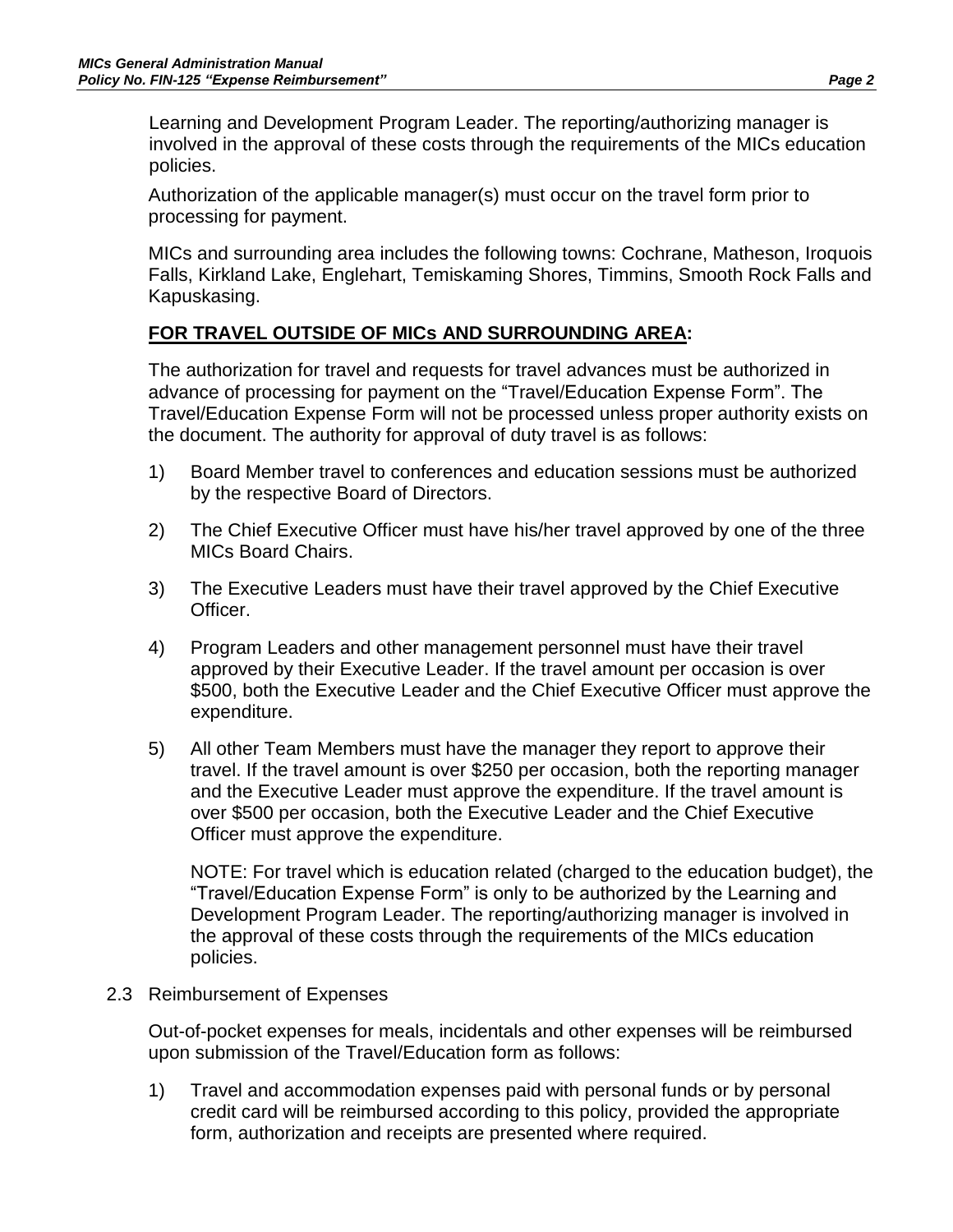Learning and Development Program Leader. The reporting/authorizing manager is involved in the approval of these costs through the requirements of the MICs education policies.

Authorization of the applicable manager(s) must occur on the travel form prior to processing for payment.

MICs and surrounding area includes the following towns: Cochrane, Matheson, Iroquois Falls, Kirkland Lake, Englehart, Temiskaming Shores, Timmins, Smooth Rock Falls and Kapuskasing.

**FOR TRAVEL OUTSIDE OF MICs AND SURROUNDING AREA:**

The authorization for travel and requests for travel advances must be authorized in advance of processing for payment on the "Travel/Education Expense Form". The Travel/Education Expense Form will not be processed unless proper authority exists on the document. The authority for approval of duty travel is as follows:

1) Board Member travel to conferences and education sessions must be authorized by the respective Board of Directors.

2) The Chief Executive Officer must have his/her travel approved by one of the three MICs Board Chairs.

3) The Executive Leaders must have their travel approved by the Chief Executive Officer.

4) Program Leaders and other management personnel must have their travel approved by their Executive Leader. If the travel amount per occasion is over $500, both the Executive Leader and the Chief Executive Officer must approve the expenditure.

5) All other Team Members must have the manager they report to approve their travel. If the travel amount is over $250 per occasion, both the reporting manager and the Executive Leader must approve the expenditure. If the travel amount is over $500 per occasion, both the Executive Leader and the Chief Executive Officer must approve the expenditure.

   NOTE: For travel which is education related (charged to the education budget), the "Travel/Education Expense Form" is only to be authorized by the Learning and Development Program Leader. The reporting/authorizing manager is involved in the approval of these costs through the requirements of the MICs education policies.

2.3 Reimbursement of Expenses

Out-of-pocket expenses for meals, incidentals and other expenses will be reimbursed upon submission of the Travel/Education form as follows:

1) Travel and accommodation expenses paid with personal funds or by personal credit card will be reimbursed according to this policy, provided the appropriate form, authorization and receipts are presented where required.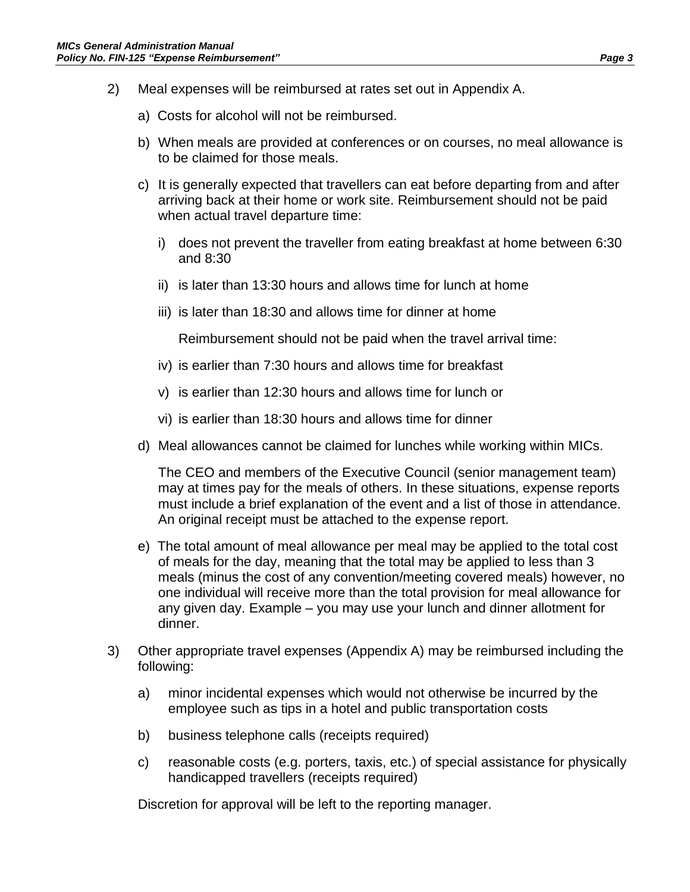2) Meal expenses will be reimbursed at rates set out in Appendix A.

   a) Costs for alcohol will not be reimbursed.

   b) When meals are provided at conferences or on courses, no meal allowance is to be claimed for those meals.

   c) It is generally expected that travellers can eat before departing from and after arriving back at their home or work site. Reimbursement should not be paid when actual travel departure time:

      i) does not prevent the traveller from eating breakfast at home between 6:30 and 8:30

      ii) is later than 13:30 hours and allows time for lunch at home

      iii) is later than 18:30 and allows time for dinner at home

      Reimbursement should not be paid when the travel arrival time:

      iv) is earlier than 7:30 hours and allows time for breakfast

      v) is earlier than 12:30 hours and allows time for lunch or

      vi) is earlier than 18:30 hours and allows time for dinner

   d) Meal allowances cannot be claimed for lunches while working within MICs.

      The CEO and members of the Executive Council (senior management team) may at times pay for the meals of others. In these situations, expense reports must include a brief explanation of the event and a list of those in attendance. An original receipt must be attached to the expense report.

   e) The total amount of meal allowance per meal may be applied to the total cost of meals for the day, meaning that the total may be applied to less than 3 meals (minus the cost of any convention/meeting covered meals) however, no one individual will receive more than the total provision for meal allowance for any given day. Example – you may use your lunch and dinner allotment for dinner.

3) Other appropriate travel expenses (Appendix A) may be reimbursed including the following:

   a) minor incidental expenses which would not otherwise be incurred by the employee such as tips in a hotel and public transportation costs

   b) business telephone calls (receipts required)

   c) reasonable costs (e.g. porters, taxis, etc.) of special assistance for physically handicapped travellers (receipts required)

   Discretion for approval will be left to the reporting manager.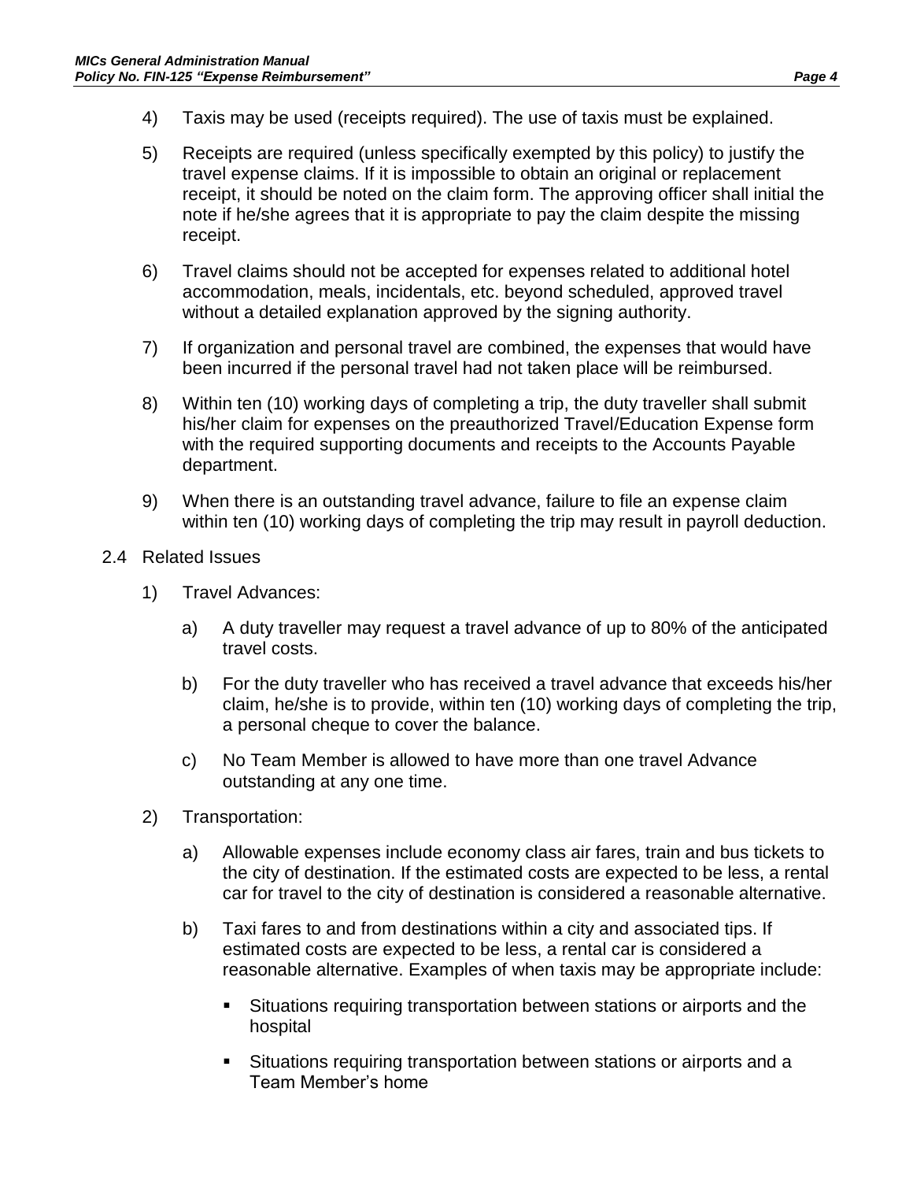4) Taxis may be used (receipts required). The use of taxis must be explained.

5) Receipts are required (unless specifically exempted by this policy) to justify the travel expense claims. If it is impossible to obtain an original or replacement receipt, it should be noted on the claim form. The approving officer shall initial the note if he/she agrees that it is appropriate to pay the claim despite the missing receipt.

6) Travel claims should not be accepted for expenses related to additional hotel accommodation, meals, incidentals, etc. beyond scheduled, approved travel without a detailed explanation approved by the signing authority.

7) If organization and personal travel are combined, the expenses that would have been incurred if the personal travel had not taken place will be reimbursed.

8) Within ten (10) working days of completing a trip, the duty traveller shall submit his/her claim for expenses on the preauthorized Travel/Education Expense form with the required supporting documents and receipts to the Accounts Payable department.

9) When there is an outstanding travel advance, failure to file an expense claim within ten (10) working days of completing the trip may result in payroll deduction.

2.4 Related Issues

1) Travel Advances:

   a) A duty traveller may request a travel advance of up to 80% of the anticipated travel costs.

   b) For the duty traveller who has received a travel advance that exceeds his/her claim, he/she is to provide, within ten (10) working days of completing the trip, a personal cheque to cover the balance.

   c) No Team Member is allowed to have more than one travel Advance outstanding at any one time.

2) Transportation:

   a) Allowable expenses include economy class air fares, train and bus tickets to the city of destination. If the estimated costs are expected to be less, a rental car for travel to the city of destination is considered a reasonable alternative.

   b) Taxi fares to and from destinations within a city and associated tips. If estimated costs are expected to be less, a rental car is considered a reasonable alternative. Examples of when taxis may be appropriate include:

      - Situations requiring transportation between stations or airports and the hospital
      - Situations requiring transportation between stations or airports and a Team Member's home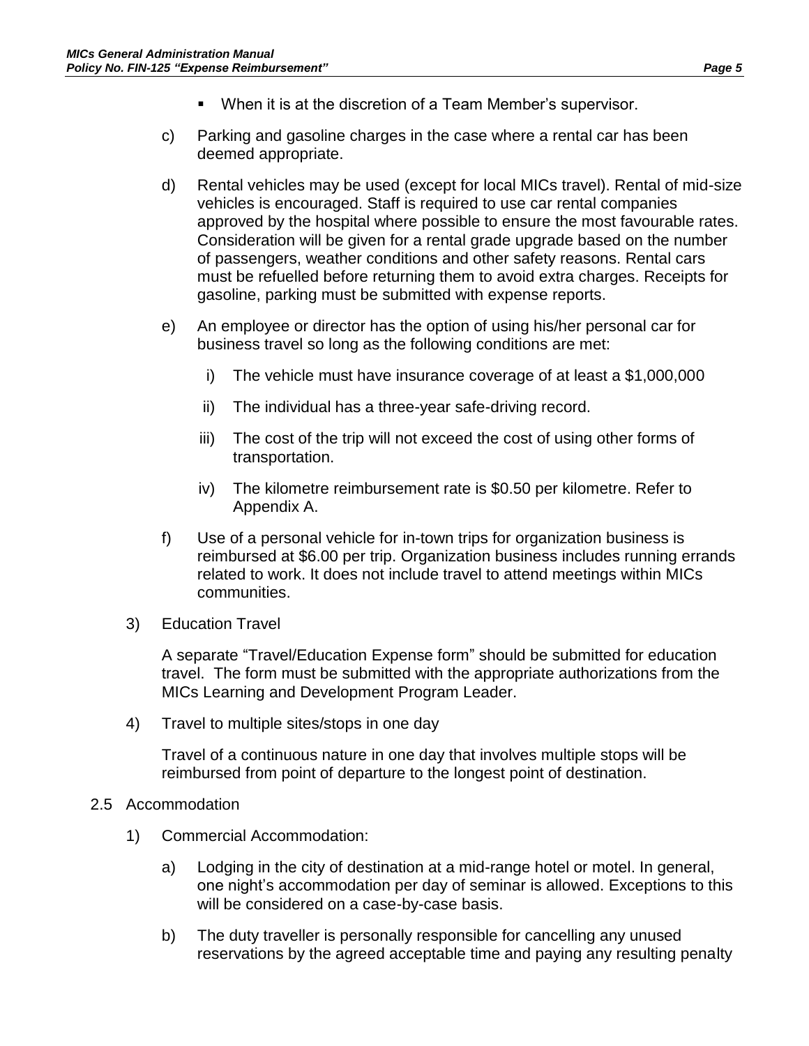- When it is at the discretion of a Team Member's supervisor.

c) Parking and gasoline charges in the case where a rental car has been deemed appropriate.

d) Rental vehicles may be used (except for local MICs travel). Rental of mid-size vehicles is encouraged. Staff is required to use car rental companies approved by the hospital where possible to ensure the most favourable rates. Consideration will be given for a rental grade upgrade based on the number of passengers, weather conditions and other safety reasons. Rental cars must be refuelled before returning them to avoid extra charges. Receipts for gasoline, parking must be submitted with expense reports.

e) An employee or director has the option of using his/her personal car for business travel so long as the following conditions are met:

   i) The vehicle must have insurance coverage of at least a $1,000,000

   ii) The individual has a three-year safe-driving record.

   iii) The cost of the trip will not exceed the cost of using other forms of transportation.

   iv) The kilometre reimbursement rate is $0.50 per kilometre. Refer to Appendix A.

f) Use of a personal vehicle for in-town trips for organization business is reimbursed at $6.00 per trip. Organization business includes running errands related to work. It does not include travel to attend meetings within MICs communities.

3) Education Travel

A separate "Travel/Education Expense form" should be submitted for education travel. The form must be submitted with the appropriate authorizations from the MICs Learning and Development Program Leader.

4) Travel to multiple sites/stops in one day

Travel of a continuous nature in one day that involves multiple stops will be reimbursed from point of departure to the longest point of destination.

2.5 Accommodation

1) Commercial Accommodation:

a) Lodging in the city of destination at a mid-range hotel or motel. In general, one night's accommodation per day of seminar is allowed. Exceptions to this will be considered on a case-by-case basis.

b) The duty traveller is personally responsible for cancelling any unused reservations by the agreed acceptable time and paying any resulting penalty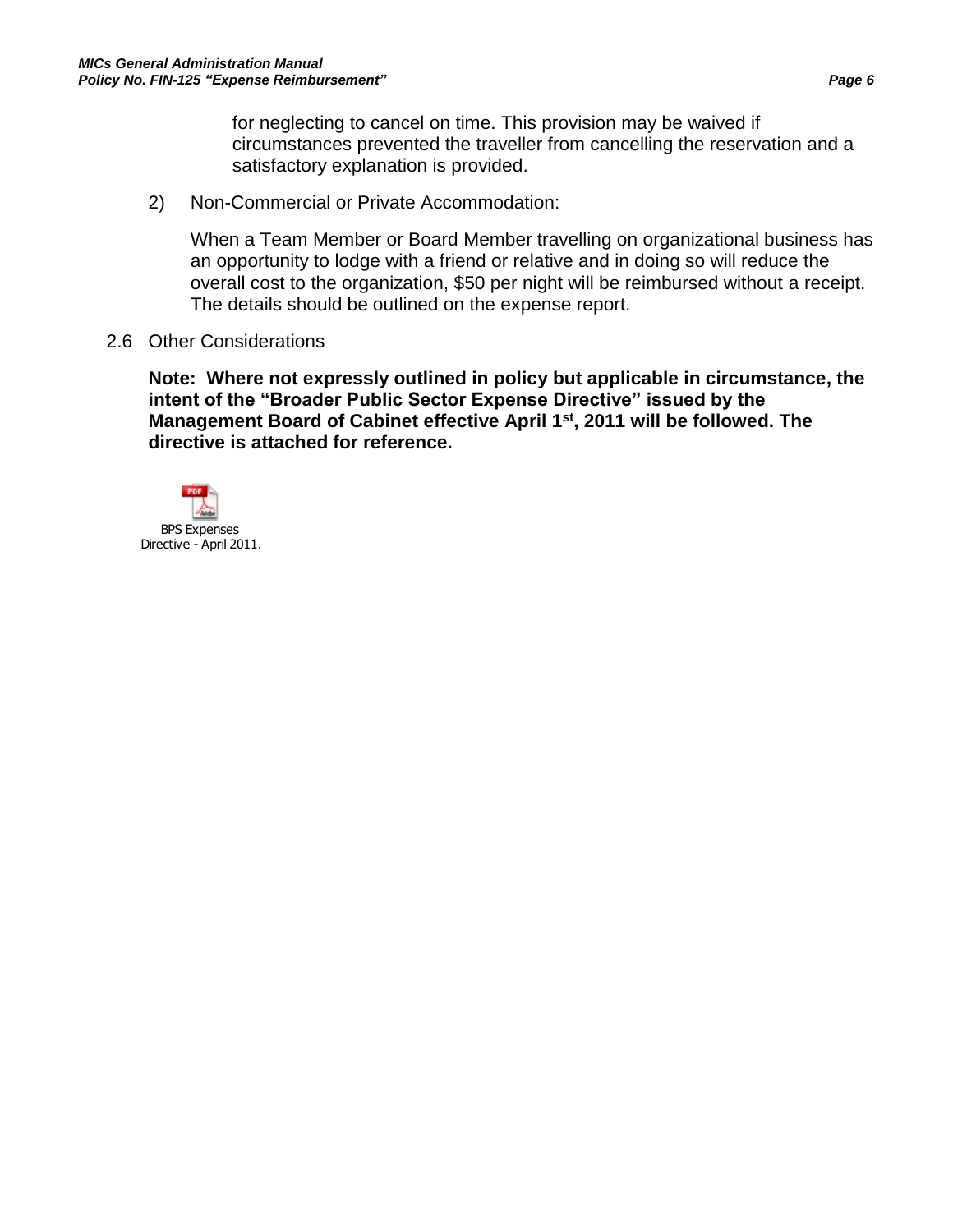for neglecting to cancel on time. This provision may be waived if circumstances prevented the traveller from cancelling the reservation and a satisfactory explanation is provided.

2) Non-Commercial or Private Accommodation:

When a Team Member or Board Member travelling on organizational business has an opportunity to lodge with a friend or relative and in doing so will reduce the overall cost to the organization, $50 per night will be reimbursed without a receipt. The details should be outlined on the expense report.

### 2.6 Other Considerations

**Note: Where not expressly outlined in policy but applicable in circumstance, the intent of the "Broader Public Sector Expense Directive" issued by the Management Board of Cabinet effective April 1st, 2011 will be followed. The directive is attached for reference.**

BPS Expenses Directive - April 2011.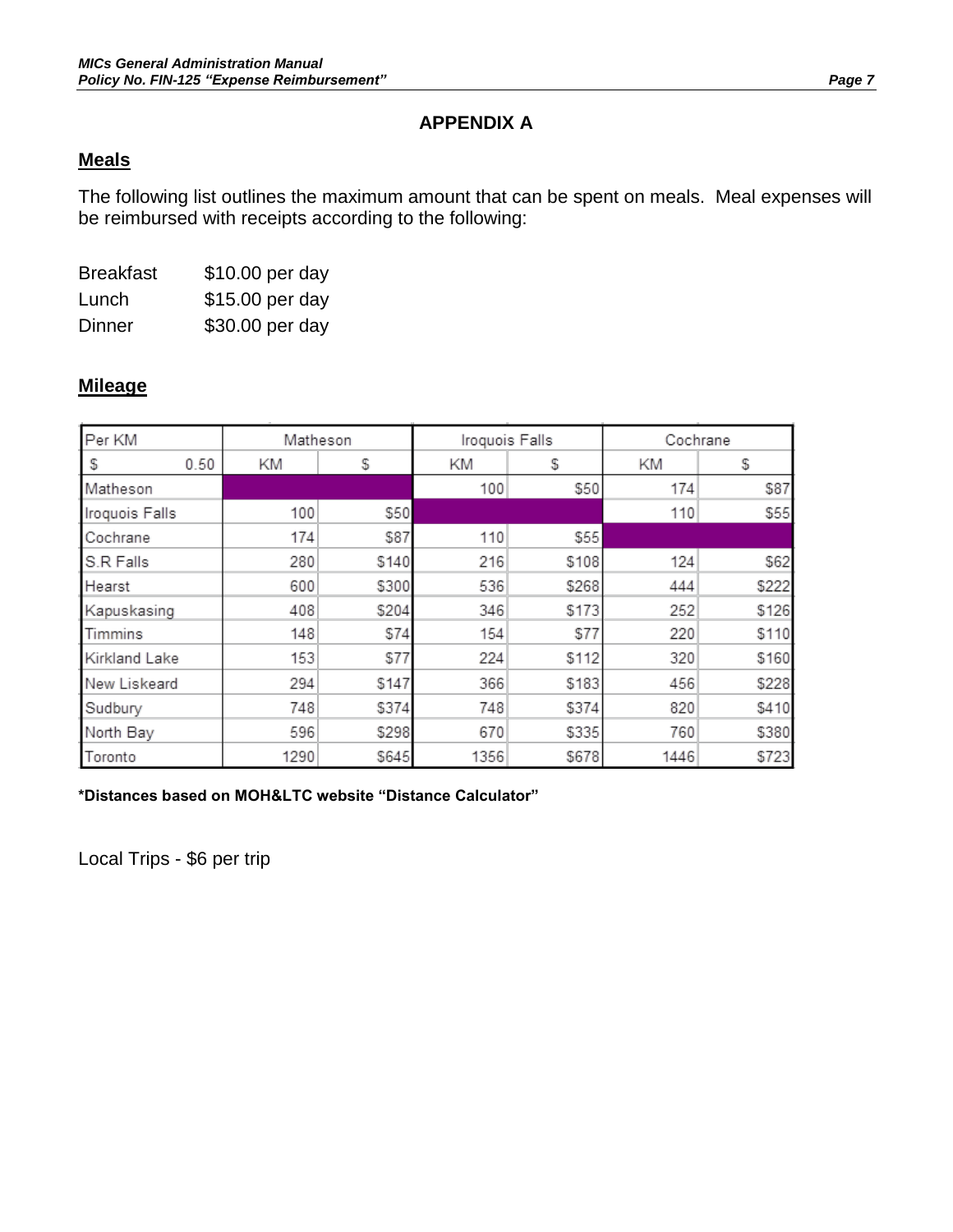## APPENDIX A

### Meals

The following list outlines the maximum amount that can be spent on meals. Meal expenses will be reimbursed with receipts according to the following:

| | |
|---|---|
| Breakfast | $10.00 per day |
| Lunch | $15.00 per day |
| Dinner | $30.00 per day |

### Mileage

| Per KM | | Matheson | | Iroquois Falls | | Cochrane | |
|---|---|---|---|---|---|---|---|
| $ | 0.50 | KM | $ | KM | $ | KM | $ |
| Matheson | | | | 100 | $50 | 174 | $87 |
| Iroquois Falls | | 100 | $50 | | | 110 | $55 |
| Cochrane | | 174 | $87 | 110 | $55 | | |
| S.R Falls | | 280 | $140 | 216 | $108 | 124 | $62 |
| Hearst | | 600 | $300 | 536 | $268 | 444 | $222 |
| Kapuskasing | | 408 | $204 | 346 | $173 | 252 | $126 |
| Timmins | | 148 | $74 | 154 | $77 | 220 | $110 |
| Kirkland Lake | | 153 | $77 | 224 | $112 | 320 | $160 |
| New Liskeard | | 294 | $147 | 366 | $183 | 456 | $228 |
| Sudbury | | 748 | $374 | 748 | $374 | 820 | $410 |
| North Bay | | 596 | $298 | 670 | $335 | 760 | $380 |
| Toronto | | 1290 | $645 | 1356 | $678 | 1446 | $723 |

**\*Distances based on MOH&LTC website "Distance Calculator"**

Local Trips - $6 per trip